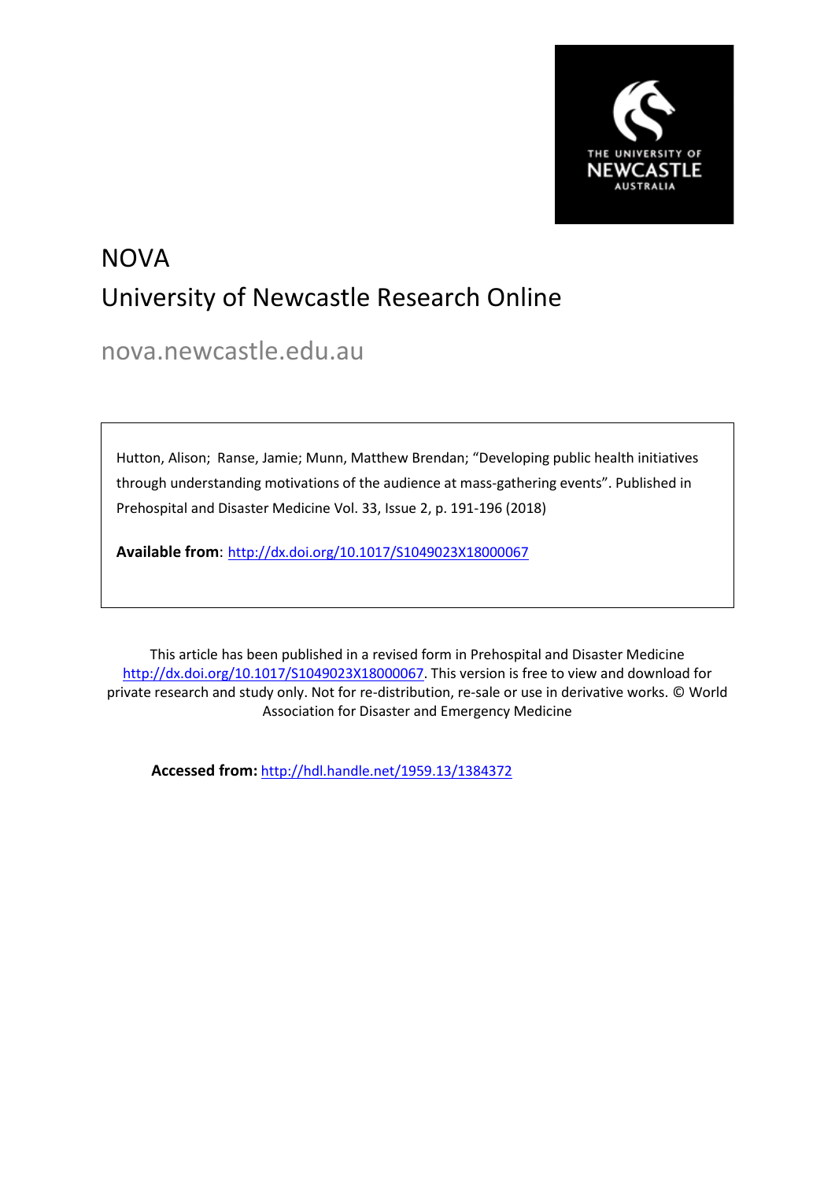# NOVA

## University of Newcastle Research Online

nova.newcastle.edu.au

Hutton, Alison; Ranse, Jamie; Munn, Matthew Brendan; "Developing public health initiatives through understanding motivations of the audience at mass-gathering events". Published in Prehospital and Disaster Medicine Vol. 33, Issue 2, p. 191-196 (2018)

**Available from**: http://dx.doi.org/10.1017/S1049023X18000067

This article has been published in a revised form in Prehospital and Disaster Medicine http://dx.doi.org/10.1017/S1049023X18000067. This version is free to view and download for private research and study only. Not for re-distribution, re-sale or use in derivative works. © World Association for Disaster and Emergency Medicine

**Accessed from:** http://hdl.handle.net/1959.13/1384372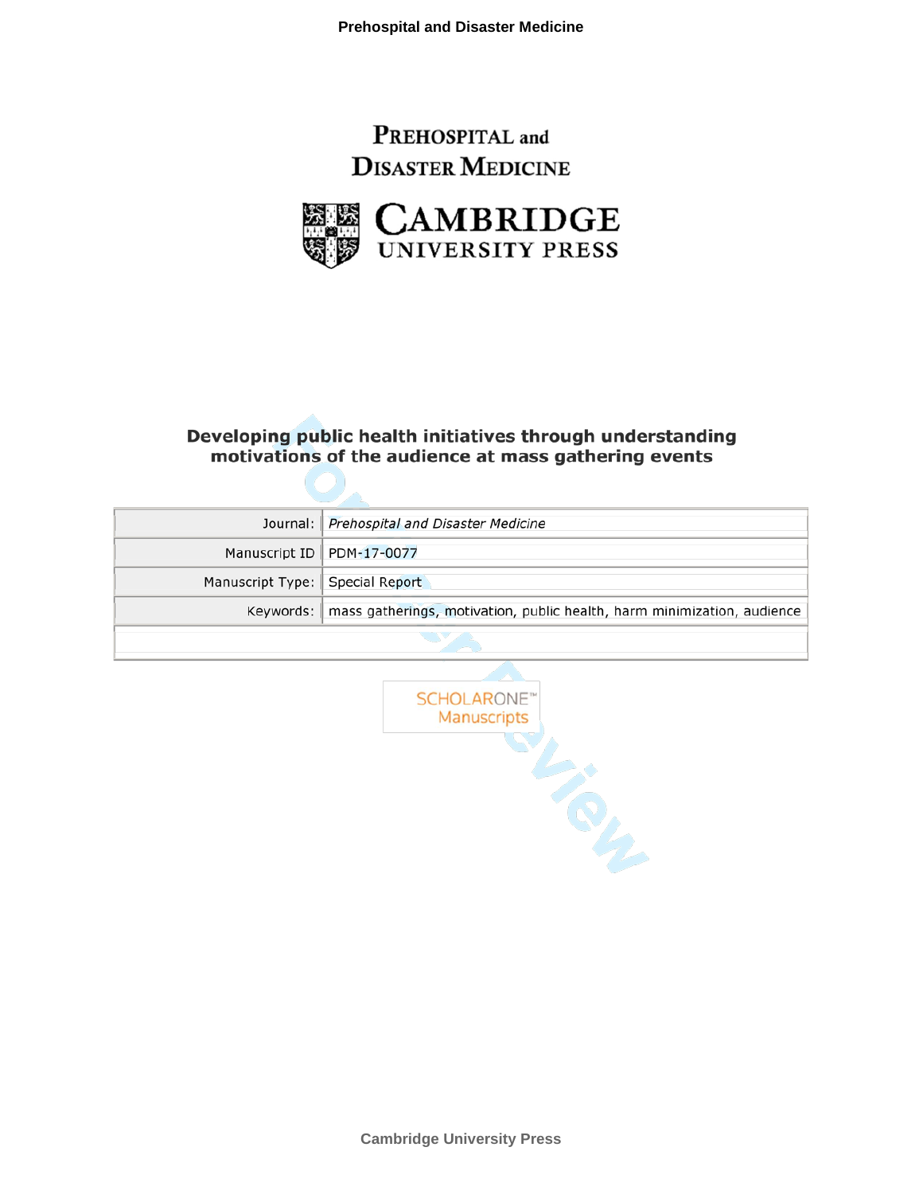# PREHOSPITAL and DISASTER MEDICINE

CAMBRIDGE UNIVERSITY PRESS

## Developing public health initiatives through understanding motivations of the audience at mass gathering events

| | |
|---|---|
| Journal: | *Prehospital and Disaster Medicine* |
| Manuscript ID | PDM-17-0077 |
| Manuscript Type: | Special Report |
| Keywords: | mass gatherings, motivation, public health, harm minimization, audience |

SCHOLARONE™ Manuscripts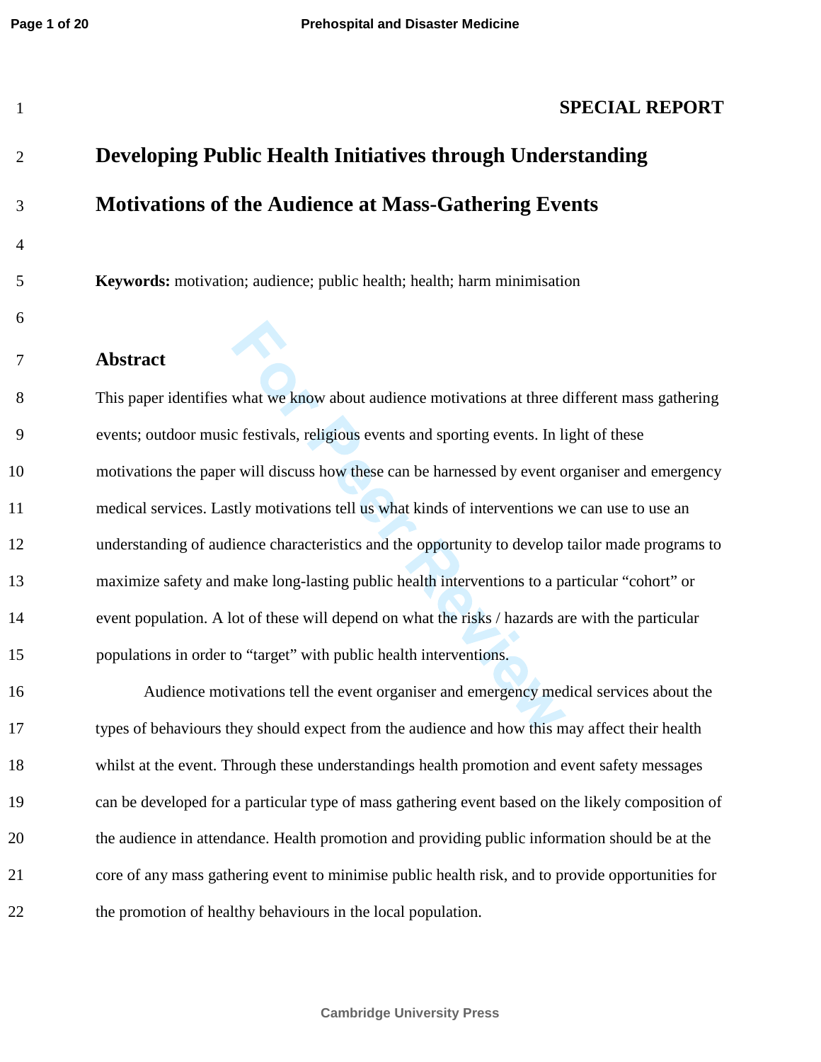**SPECIAL REPORT**

# Developing Public Health Initiatives through Understanding Motivations of the Audience at Mass-Gathering Events

**Keywords:** motivation; audience; public health; health; harm minimisation

## Abstract

This paper identifies what we know about audience motivations at three different mass gathering events; outdoor music festivals, religious events and sporting events. In light of these motivations the paper will discuss how these can be harnessed by event organiser and emergency medical services. Lastly motivations tell us what kinds of interventions we can use to use an understanding of audience characteristics and the opportunity to develop tailor made programs to maximize safety and make long-lasting public health interventions to a particular "cohort" or event population. A lot of these will depend on what the risks / hazards are with the particular populations in order to "target" with public health interventions.

Audience motivations tell the event organiser and emergency medical services about the types of behaviours they should expect from the audience and how this may affect their health whilst at the event. Through these understandings health promotion and event safety messages can be developed for a particular type of mass gathering event based on the likely composition of the audience in attendance. Health promotion and providing public information should be at the core of any mass gathering event to minimise public health risk, and to provide opportunities for the promotion of healthy behaviours in the local population.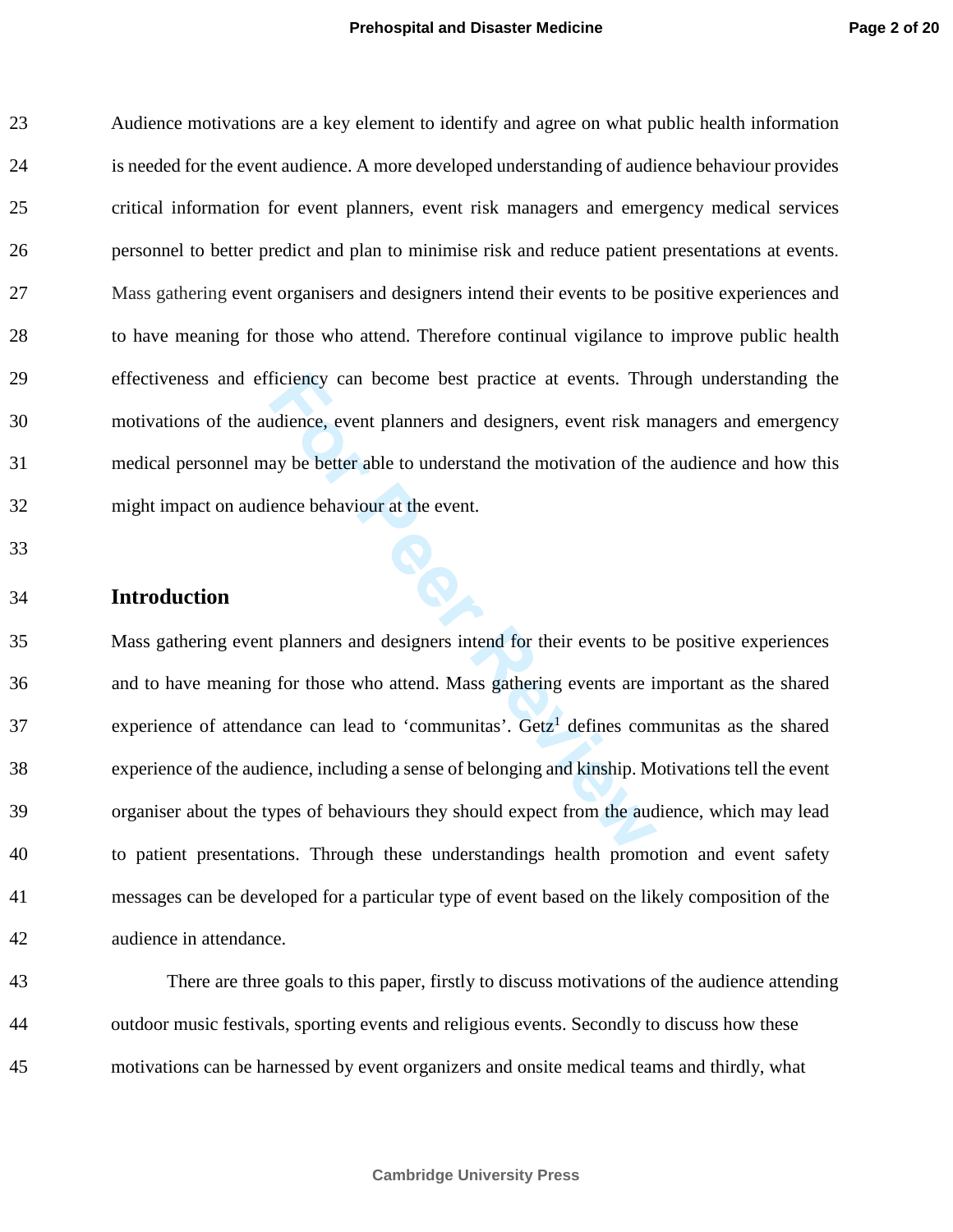Audience motivations are a key element to identify and agree on what public health information is needed for the event audience. A more developed understanding of audience behaviour provides critical information for event planners, event risk managers and emergency medical services personnel to better predict and plan to minimise risk and reduce patient presentations at events. Mass gathering event organisers and designers intend their events to be positive experiences and to have meaning for those who attend. Therefore continual vigilance to improve public health effectiveness and efficiency can become best practice at events. Through understanding the motivations of the audience, event planners and designers, event risk managers and emergency medical personnel may be better able to understand the motivation of the audience and how this might impact on audience behaviour at the event.

## Introduction

Mass gathering event planners and designers intend for their events to be positive experiences and to have meaning for those who attend. Mass gathering events are important as the shared experience of attendance can lead to 'communitas'. Getz[1] defines communitas as the shared experience of the audience, including a sense of belonging and kinship. Motivations tell the event organiser about the types of behaviours they should expect from the audience, which may lead to patient presentations. Through these understandings health promotion and event safety messages can be developed for a particular type of event based on the likely composition of the audience in attendance.

There are three goals to this paper, firstly to discuss motivations of the audience attending outdoor music festivals, sporting events and religious events. Secondly to discuss how these motivations can be harnessed by event organizers and onsite medical teams and thirdly, what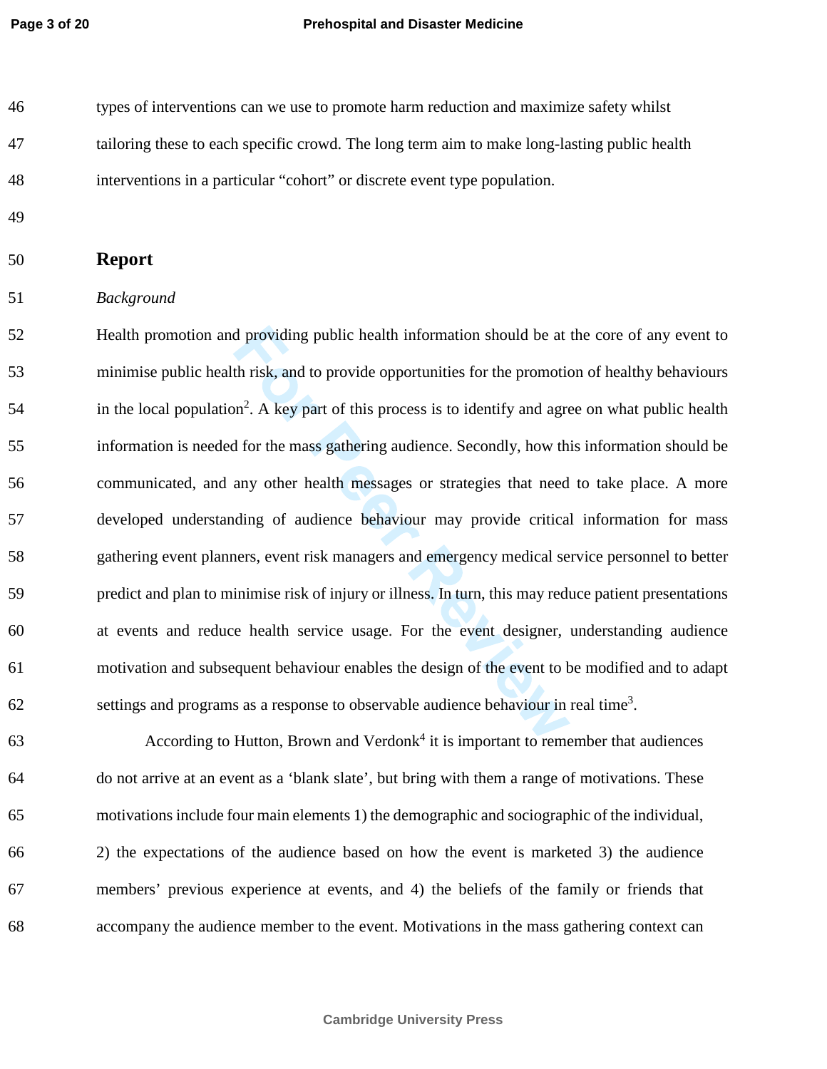types of interventions can we use to promote harm reduction and maximize safety whilst tailoring these to each specific crowd. The long term aim to make long-lasting public health interventions in a particular "cohort" or discrete event type population.

## Report

*Background*

Health promotion and providing public health information should be at the core of any event to minimise public health risk, and to provide opportunities for the promotion of healthy behaviours in the local population[2]. A key part of this process is to identify and agree on what public health information is needed for the mass gathering audience. Secondly, how this information should be communicated, and any other health messages or strategies that need to take place. A more developed understanding of audience behaviour may provide critical information for mass gathering event planners, event risk managers and emergency medical service personnel to better predict and plan to minimise risk of injury or illness. In turn, this may reduce patient presentations at events and reduce health service usage. For the event designer, understanding audience motivation and subsequent behaviour enables the design of the event to be modified and to adapt settings and programs as a response to observable audience behaviour in real time[3].

According to Hutton, Brown and Verdonk[4] it is important to remember that audiences do not arrive at an event as a 'blank slate', but bring with them a range of motivations. These motivations include four main elements 1) the demographic and sociographic of the individual, 2) the expectations of the audience based on how the event is marketed 3) the audience members' previous experience at events, and 4) the beliefs of the family or friends that accompany the audience member to the event. Motivations in the mass gathering context can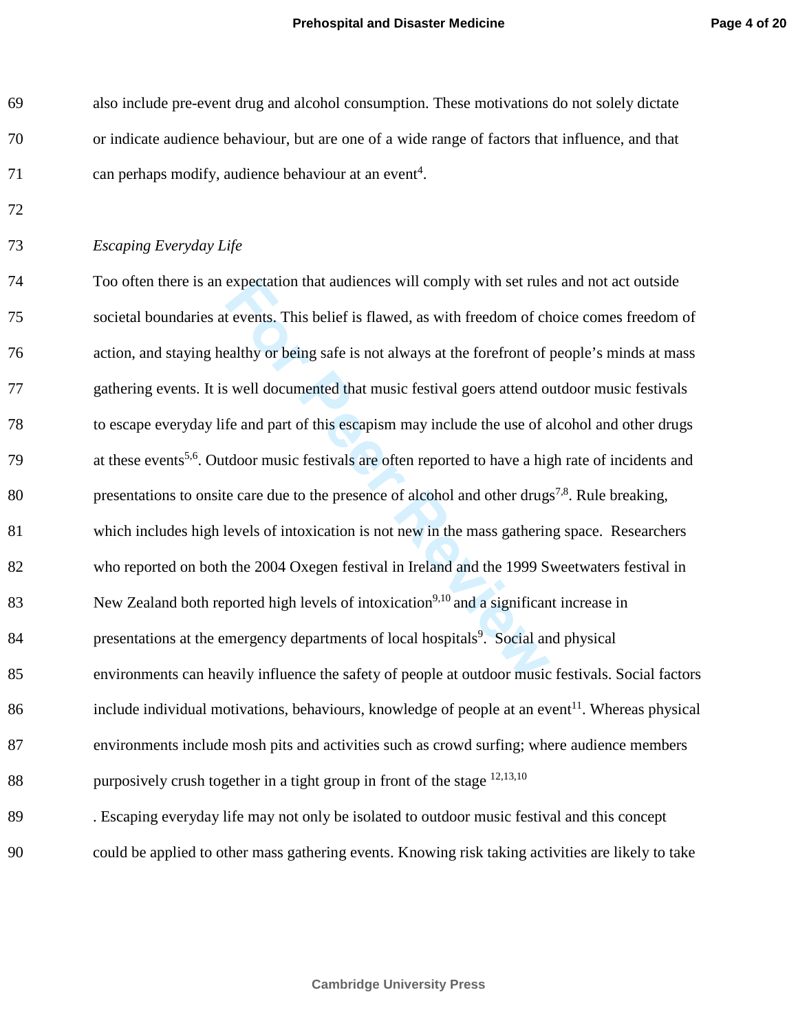also include pre-event drug and alcohol consumption. These motivations do not solely dictate or indicate audience behaviour, but are one of a wide range of factors that influence, and that can perhaps modify, audience behaviour at an event[4].

*Escaping Everyday Life*

Too often there is an expectation that audiences will comply with set rules and not act outside societal boundaries at events. This belief is flawed, as with freedom of choice comes freedom of action, and staying healthy or being safe is not always at the forefront of people's minds at mass gathering events. It is well documented that music festival goers attend outdoor music festivals to escape everyday life and part of this escapism may include the use of alcohol and other drugs at these events[5,6]. Outdoor music festivals are often reported to have a high rate of incidents and presentations to onsite care due to the presence of alcohol and other drugs[7,8]. Rule breaking, which includes high levels of intoxication is not new in the mass gathering space. Researchers who reported on both the 2004 Oxegen festival in Ireland and the 1999 Sweetwaters festival in New Zealand both reported high levels of intoxication[9,10] and a significant increase in presentations at the emergency departments of local hospitals[9]. Social and physical environments can heavily influence the safety of people at outdoor music festivals. Social factors include individual motivations, behaviours, knowledge of people at an event[11]. Whereas physical environments include mosh pits and activities such as crowd surfing; where audience members purposively crush together in a tight group in front of the stage [12,13,10]

. Escaping everyday life may not only be isolated to outdoor music festival and this concept could be applied to other mass gathering events. Knowing risk taking activities are likely to take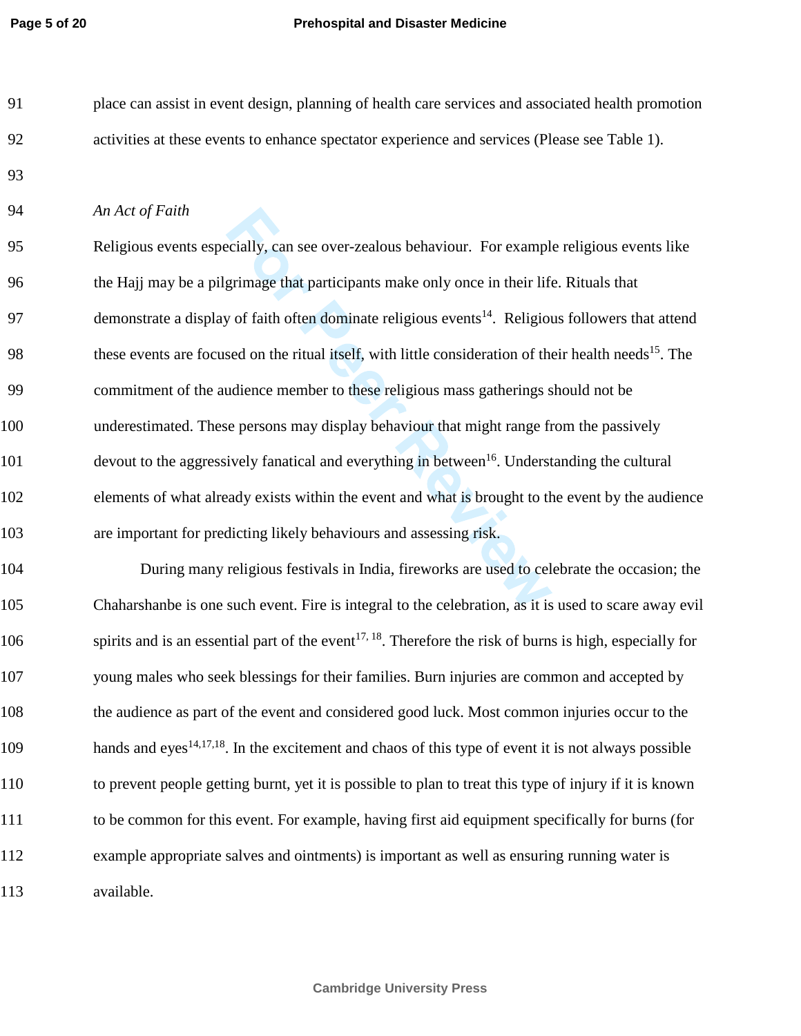place can assist in event design, planning of health care services and associated health promotion activities at these events to enhance spectator experience and services (Please see Table 1).

*An Act of Faith*

Religious events especially, can see over-zealous behaviour. For example religious events like the Hajj may be a pilgrimage that participants make only once in their life. Rituals that demonstrate a display of faith often dominate religious events[14]. Religious followers that attend these events are focused on the ritual itself, with little consideration of their health needs[15]. The commitment of the audience member to these religious mass gatherings should not be underestimated. These persons may display behaviour that might range from the passively devout to the aggressively fanatical and everything in between[16]. Understanding the cultural elements of what already exists within the event and what is brought to the event by the audience are important for predicting likely behaviours and assessing risk.

During many religious festivals in India, fireworks are used to celebrate the occasion; the Chaharshanbe is one such event. Fire is integral to the celebration, as it is used to scare away evil spirits and is an essential part of the event[17, 18]. Therefore the risk of burns is high, especially for young males who seek blessings for their families. Burn injuries are common and accepted by the audience as part of the event and considered good luck. Most common injuries occur to the hands and eyes[14,17,18]. In the excitement and chaos of this type of event it is not always possible to prevent people getting burnt, yet it is possible to plan to treat this type of injury if it is known to be common for this event. For example, having first aid equipment specifically for burns (for example appropriate salves and ointments) is important as well as ensuring running water is available.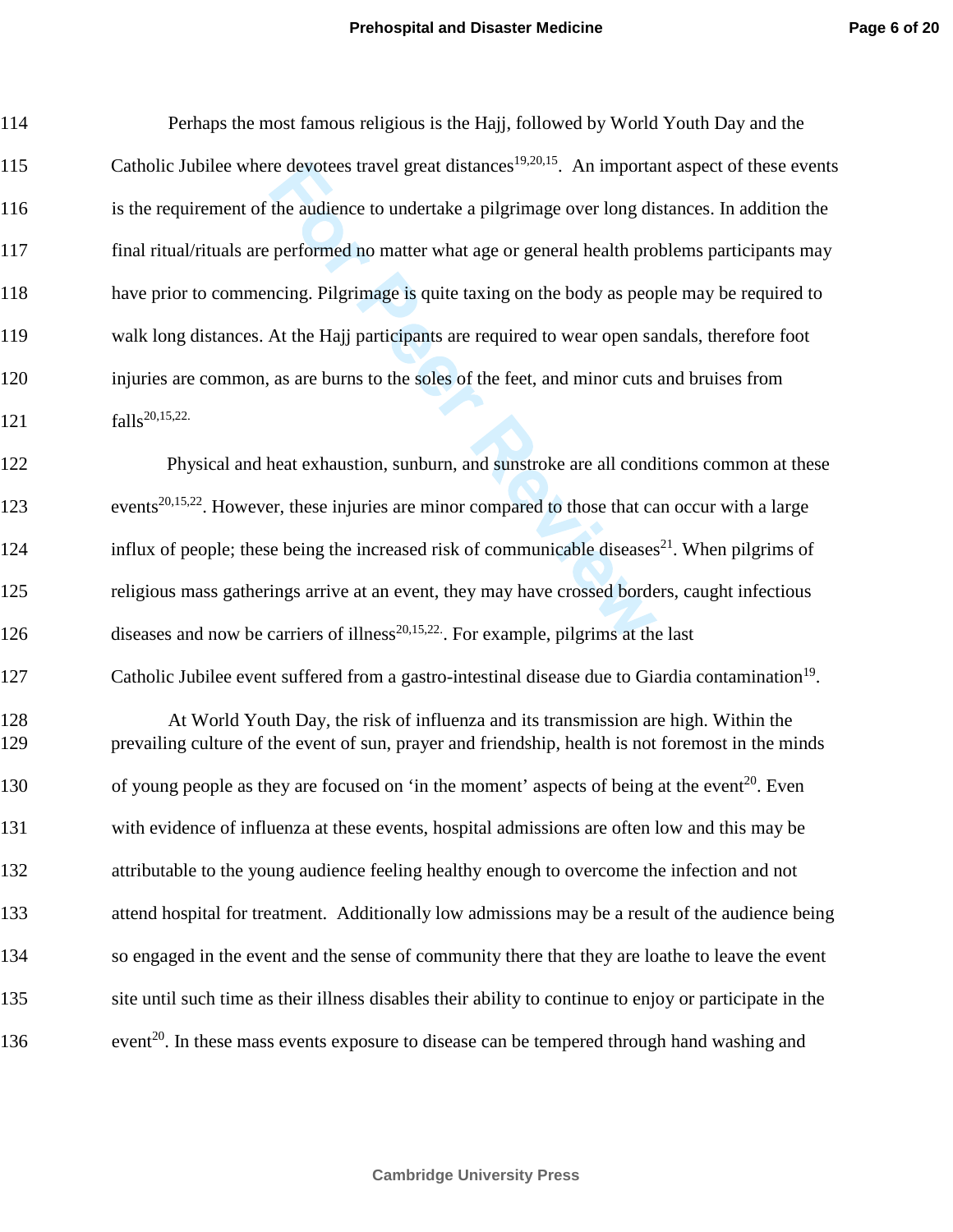Perhaps the most famous religious is the Hajj, followed by World Youth Day and the Catholic Jubilee where devotees travel great distances[19,20,15]. An important aspect of these events is the requirement of the audience to undertake a pilgrimage over long distances. In addition the final ritual/rituals are performed no matter what age or general health problems participants may have prior to commencing. Pilgrimage is quite taxing on the body as people may be required to walk long distances. At the Hajj participants are required to wear open sandals, therefore foot injuries are common, as are burns to the soles of the feet, and minor cuts and bruises from falls[20,15,22.]

Physical and heat exhaustion, sunburn, and sunstroke are all conditions common at these events[20,15,22]. However, these injuries are minor compared to those that can occur with a large influx of people; these being the increased risk of communicable diseases[21]. When pilgrims of religious mass gatherings arrive at an event, they may have crossed borders, caught infectious diseases and now be carriers of illness[20,15,22.]. For example, pilgrims at the last Catholic Jubilee event suffered from a gastro-intestinal disease due to Giardia contamination[19].

At World Youth Day, the risk of influenza and its transmission are high. Within the prevailing culture of the event of sun, prayer and friendship, health is not foremost in the minds of young people as they are focused on 'in the moment' aspects of being at the event[20]. Even with evidence of influenza at these events, hospital admissions are often low and this may be attributable to the young audience feeling healthy enough to overcome the infection and not attend hospital for treatment. Additionally low admissions may be a result of the audience being so engaged in the event and the sense of community there that they are loathe to leave the event site until such time as their illness disables their ability to continue to enjoy or participate in the event[20]. In these mass events exposure to disease can be tempered through hand washing and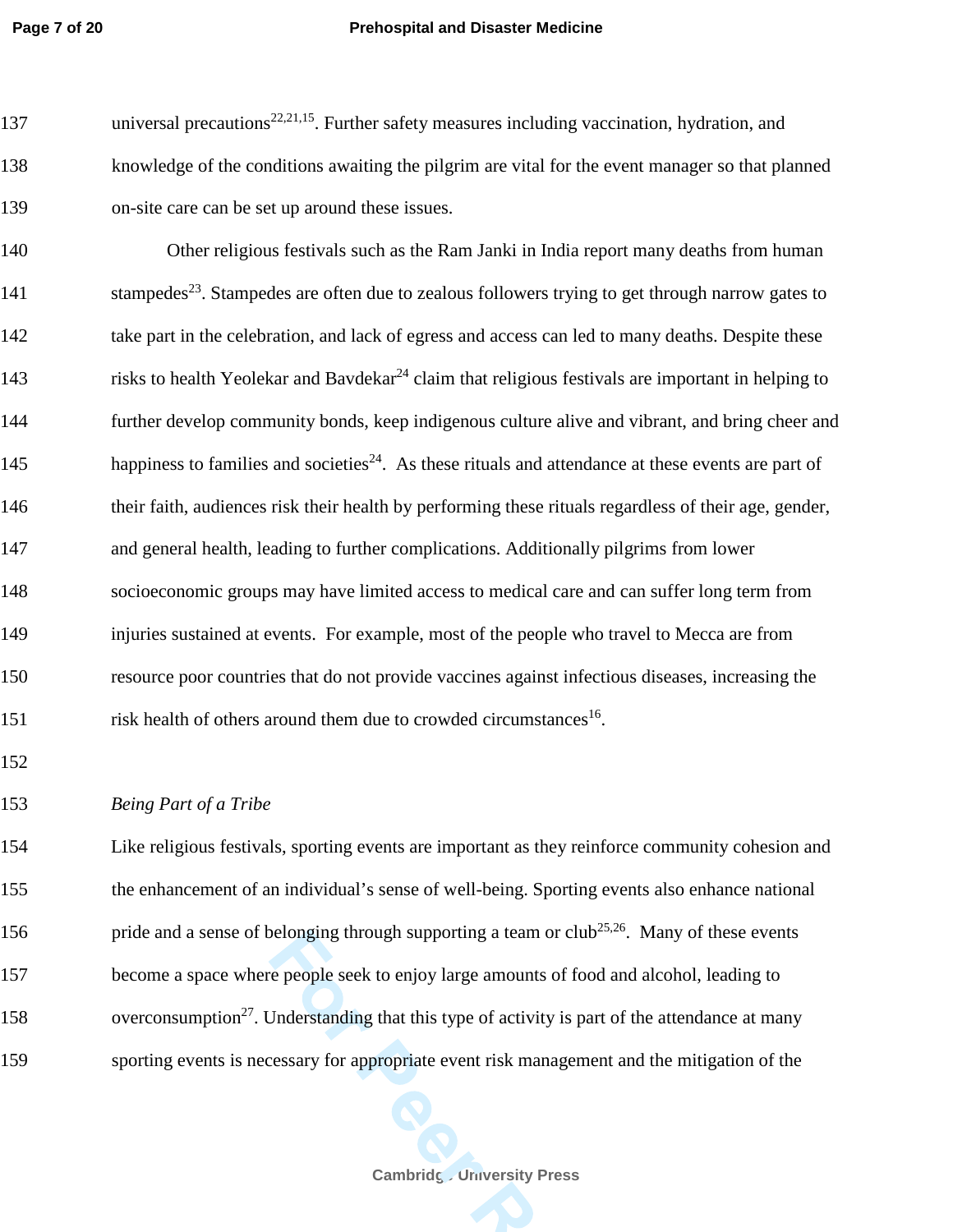universal precautions[22,21,15]. Further safety measures including vaccination, hydration, and knowledge of the conditions awaiting the pilgrim are vital for the event manager so that planned on-site care can be set up around these issues.

Other religious festivals such as the Ram Janki in India report many deaths from human stampedes[23]. Stampedes are often due to zealous followers trying to get through narrow gates to take part in the celebration, and lack of egress and access can led to many deaths. Despite these risks to health Yeolekar and Bavdekar[24] claim that religious festivals are important in helping to further develop community bonds, keep indigenous culture alive and vibrant, and bring cheer and happiness to families and societies[24]. As these rituals and attendance at these events are part of their faith, audiences risk their health by performing these rituals regardless of their age, gender, and general health, leading to further complications. Additionally pilgrims from lower socioeconomic groups may have limited access to medical care and can suffer long term from injuries sustained at events. For example, most of the people who travel to Mecca are from resource poor countries that do not provide vaccines against infectious diseases, increasing the risk health of others around them due to crowded circumstances[16].

*Being Part of a Tribe*

Like religious festivals, sporting events are important as they reinforce community cohesion and the enhancement of an individual's sense of well-being. Sporting events also enhance national pride and a sense of belonging through supporting a team or club[25,26]. Many of these events become a space where people seek to enjoy large amounts of food and alcohol, leading to overconsumption[27]. Understanding that this type of activity is part of the attendance at many sporting events is necessary for appropriate event risk management and the mitigation of the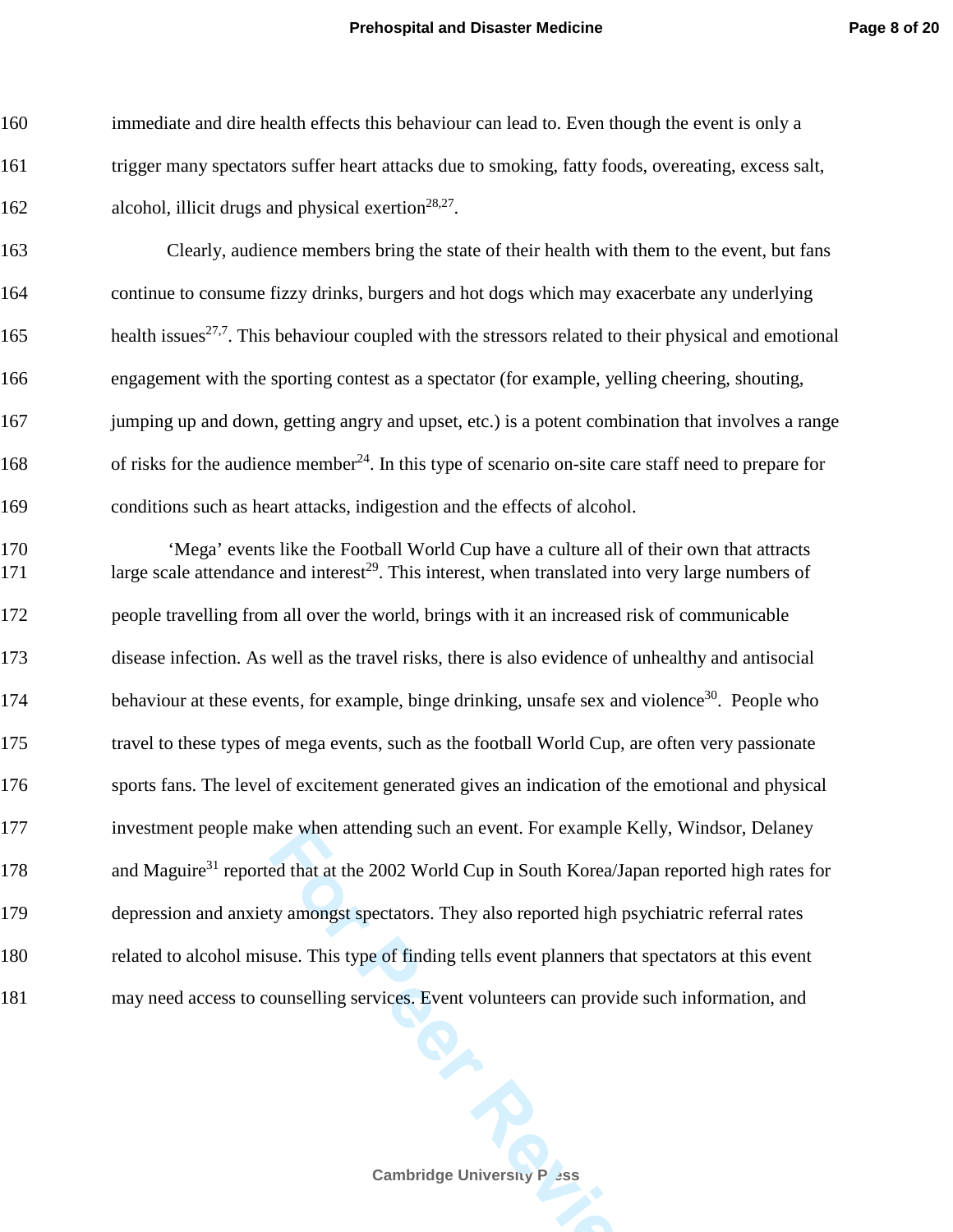immediate and dire health effects this behaviour can lead to. Even though the event is only a trigger many spectators suffer heart attacks due to smoking, fatty foods, overeating, excess salt, alcohol, illicit drugs and physical exertion[28,27].

Clearly, audience members bring the state of their health with them to the event, but fans continue to consume fizzy drinks, burgers and hot dogs which may exacerbate any underlying health issues[27,7]. This behaviour coupled with the stressors related to their physical and emotional engagement with the sporting contest as a spectator (for example, yelling cheering, shouting, jumping up and down, getting angry and upset, etc.) is a potent combination that involves a range of risks for the audience member[24]. In this type of scenario on-site care staff need to prepare for conditions such as heart attacks, indigestion and the effects of alcohol.

'Mega' events like the Football World Cup have a culture all of their own that attracts large scale attendance and interest[29]. This interest, when translated into very large numbers of people travelling from all over the world, brings with it an increased risk of communicable disease infection. As well as the travel risks, there is also evidence of unhealthy and antisocial behaviour at these events, for example, binge drinking, unsafe sex and violence[30]. People who travel to these types of mega events, such as the football World Cup, are often very passionate sports fans. The level of excitement generated gives an indication of the emotional and physical investment people make when attending such an event. For example Kelly, Windsor, Delaney and Maguire[31] reported that at the 2002 World Cup in South Korea/Japan reported high rates for depression and anxiety amongst spectators. They also reported high psychiatric referral rates related to alcohol misuse. This type of finding tells event planners that spectators at this event may need access to counselling services. Event volunteers can provide such information, and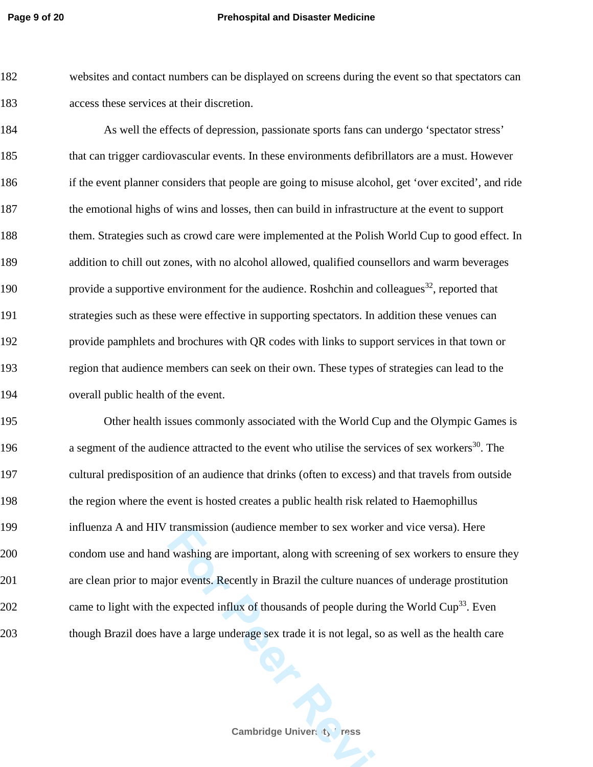websites and contact numbers can be displayed on screens during the event so that spectators can access these services at their discretion.

As well the effects of depression, passionate sports fans can undergo 'spectator stress' that can trigger cardiovascular events. In these environments defibrillators are a must. However if the event planner considers that people are going to misuse alcohol, get 'over excited', and ride the emotional highs of wins and losses, then can build in infrastructure at the event to support them. Strategies such as crowd care were implemented at the Polish World Cup to good effect. In addition to chill out zones, with no alcohol allowed, qualified counsellors and warm beverages provide a supportive environment for the audience. Roshchin and colleagues[32], reported that strategies such as these were effective in supporting spectators. In addition these venues can provide pamphlets and brochures with QR codes with links to support services in that town or region that audience members can seek on their own. These types of strategies can lead to the overall public health of the event.

Other health issues commonly associated with the World Cup and the Olympic Games is a segment of the audience attracted to the event who utilise the services of sex workers[30]. The cultural predisposition of an audience that drinks (often to excess) and that travels from outside the region where the event is hosted creates a public health risk related to Haemophillus influenza A and HIV transmission (audience member to sex worker and vice versa). Here condom use and hand washing are important, along with screening of sex workers to ensure they are clean prior to major events. Recently in Brazil the culture nuances of underage prostitution came to light with the expected influx of thousands of people during the World Cup[33]. Even though Brazil does have a large underage sex trade it is not legal, so as well as the health care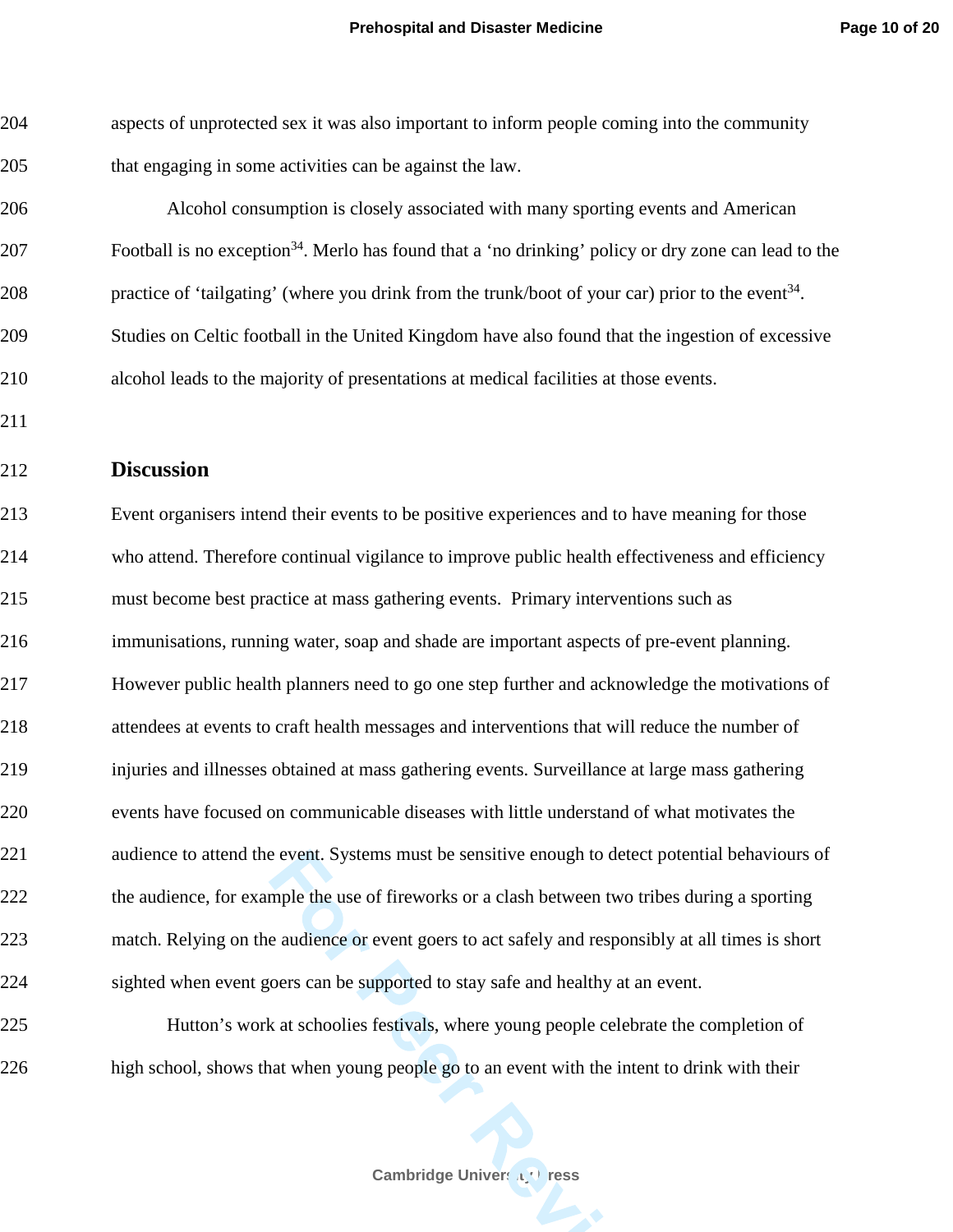aspects of unprotected sex it was also important to inform people coming into the community that engaging in some activities can be against the law.

Alcohol consumption is closely associated with many sporting events and American Football is no exception[34]. Merlo has found that a 'no drinking' policy or dry zone can lead to the practice of 'tailgating' (where you drink from the trunk/boot of your car) prior to the event[34]. Studies on Celtic football in the United Kingdom have also found that the ingestion of excessive alcohol leads to the majority of presentations at medical facilities at those events.

## Discussion

Event organisers intend their events to be positive experiences and to have meaning for those who attend. Therefore continual vigilance to improve public health effectiveness and efficiency must become best practice at mass gathering events. Primary interventions such as immunisations, running water, soap and shade are important aspects of pre-event planning. However public health planners need to go one step further and acknowledge the motivations of attendees at events to craft health messages and interventions that will reduce the number of injuries and illnesses obtained at mass gathering events. Surveillance at large mass gathering events have focused on communicable diseases with little understand of what motivates the audience to attend the event. Systems must be sensitive enough to detect potential behaviours of the audience, for example the use of fireworks or a clash between two tribes during a sporting match. Relying on the audience or event goers to act safely and responsibly at all times is short sighted when event goers can be supported to stay safe and healthy at an event.

Hutton's work at schoolies festivals, where young people celebrate the completion of high school, shows that when young people go to an event with the intent to drink with their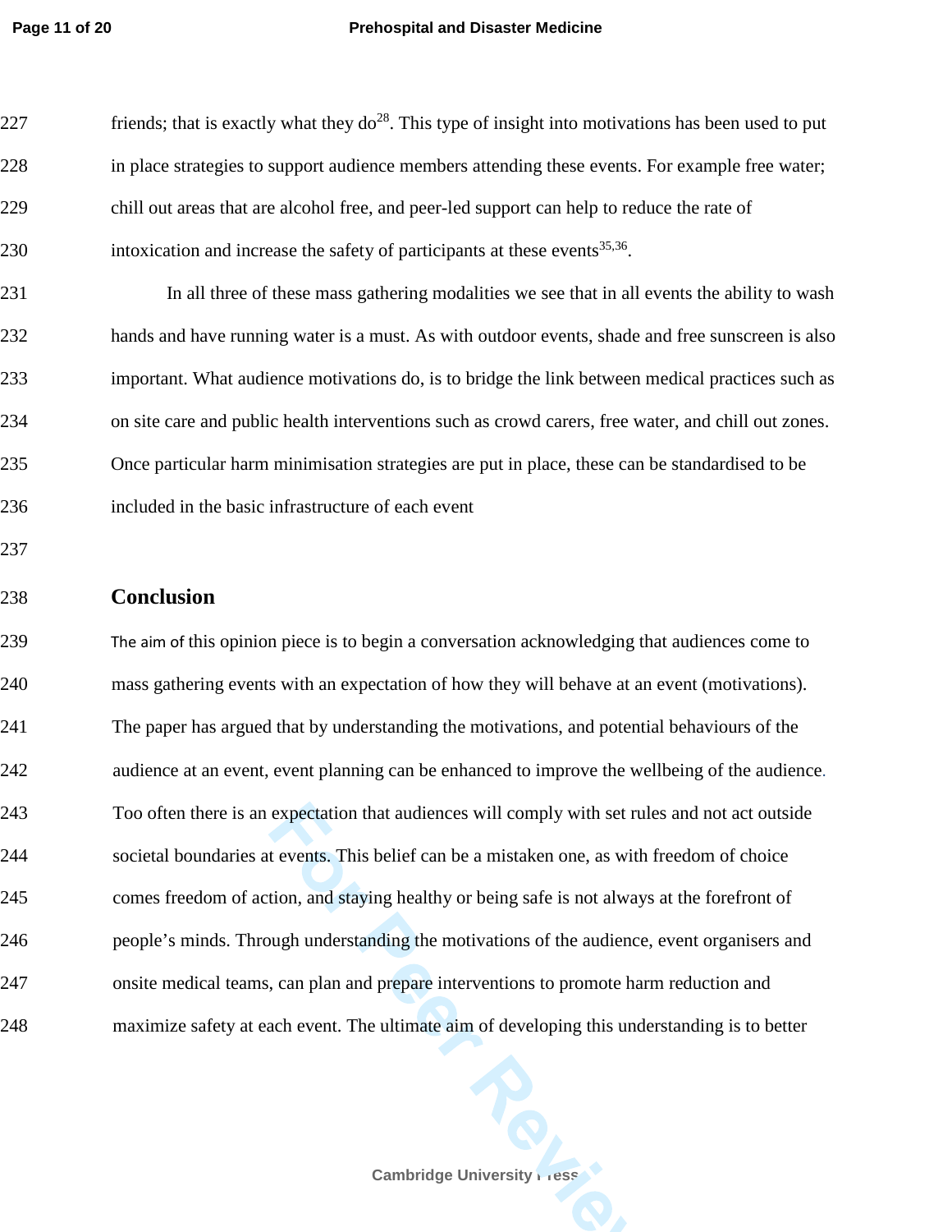friends; that is exactly what they do[28]. This type of insight into motivations has been used to put in place strategies to support audience members attending these events. For example free water; chill out areas that are alcohol free, and peer-led support can help to reduce the rate of intoxication and increase the safety of participants at these events[35,36].

In all three of these mass gathering modalities we see that in all events the ability to wash hands and have running water is a must. As with outdoor events, shade and free sunscreen is also important. What audience motivations do, is to bridge the link between medical practices such as on site care and public health interventions such as crowd carers, free water, and chill out zones. Once particular harm minimisation strategies are put in place, these can be standardised to be included in the basic infrastructure of each event

## Conclusion

The aim of this opinion piece is to begin a conversation acknowledging that audiences come to mass gathering events with an expectation of how they will behave at an event (motivations). The paper has argued that by understanding the motivations, and potential behaviours of the audience at an event, event planning can be enhanced to improve the wellbeing of the audience. Too often there is an expectation that audiences will comply with set rules and not act outside societal boundaries at events. This belief can be a mistaken one, as with freedom of choice comes freedom of action, and staying healthy or being safe is not always at the forefront of people's minds. Through understanding the motivations of the audience, event organisers and onsite medical teams, can plan and prepare interventions to promote harm reduction and maximize safety at each event. The ultimate aim of developing this understanding is to better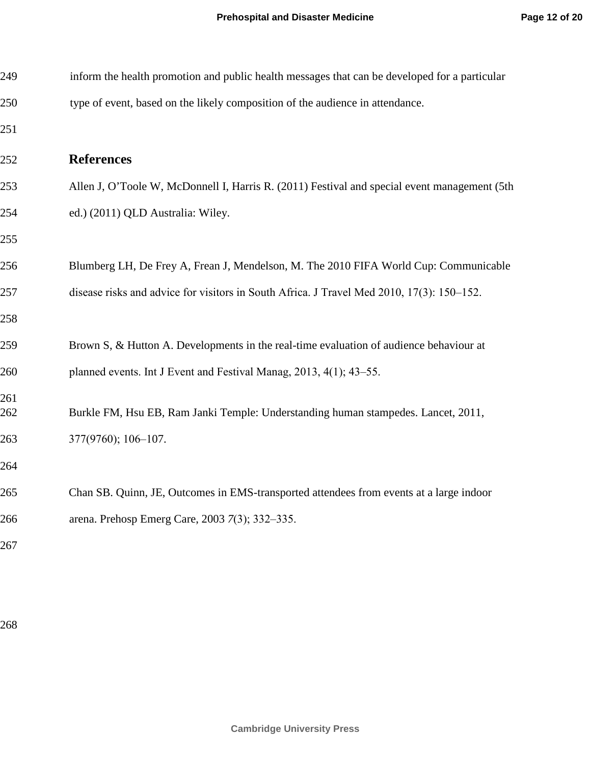inform the health promotion and public health messages that can be developed for a particular type of event, based on the likely composition of the audience in attendance.

## References

Allen J, O'Toole W, McDonnell I, Harris R. (2011) Festival and special event management (5th ed.) (2011) QLD Australia: Wiley.

Blumberg LH, De Frey A, Frean J, Mendelson, M. The 2010 FIFA World Cup: Communicable disease risks and advice for visitors in South Africa. J Travel Med 2010, 17(3): 150–152.

Brown S, & Hutton A. Developments in the real-time evaluation of audience behaviour at planned events. Int J Event and Festival Manag, 2013, 4(1); 43–55.

Burkle FM, Hsu EB, Ram Janki Temple: Understanding human stampedes. Lancet, 2011, 377(9760); 106–107.

Chan SB. Quinn, JE, Outcomes in EMS-transported attendees from events at a large indoor arena. Prehosp Emerg Care, 2003 *7*(3); 332–335.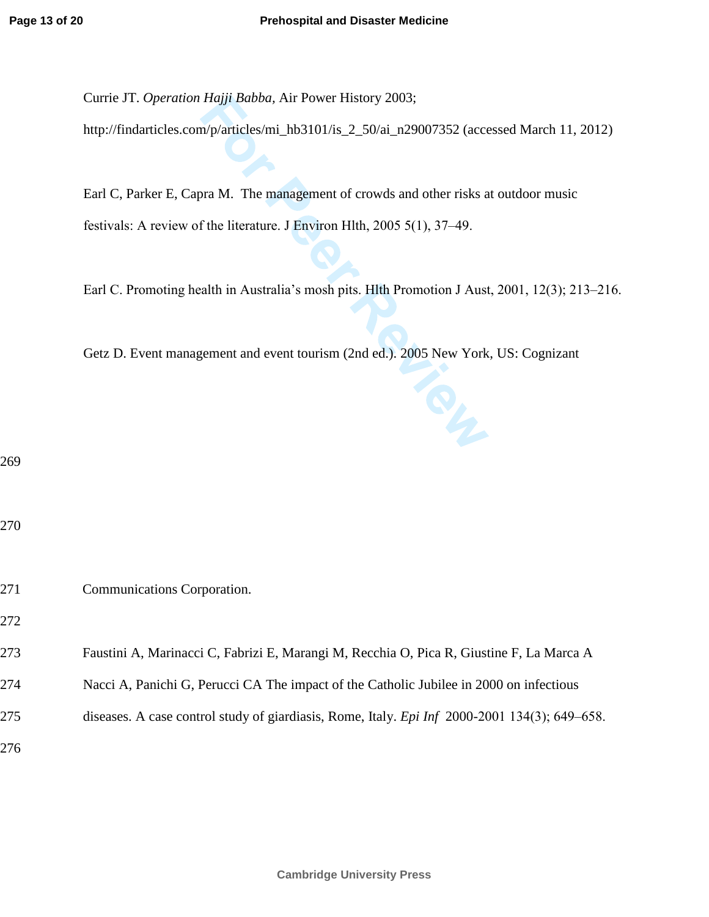Currie JT. *Operation Hajji Babba,* Air Power History 2003; http://findarticles.com/p/articles/mi_hb3101/is_2_50/ai_n29007352 (accessed March 11, 2012)

Earl C, Parker E, Capra M. The management of crowds and other risks at outdoor music festivals: A review of the literature. J Environ Hlth, 2005 5(1), 37–49.

Earl C. Promoting health in Australia's mosh pits. Hlth Promotion J Aust, 2001, 12(3); 213–216.

Getz D. Event management and event tourism (2nd ed.). 2005 New York, US: Cognizant Communications Corporation.

Faustini A, Marinacci C, Fabrizi E, Marangi M, Recchia O, Pica R, Giustine F, La Marca A Nacci A, Panichi G, Perucci CA The impact of the Catholic Jubilee in 2000 on infectious diseases. A case control study of giardiasis, Rome, Italy. *Epi Inf* 2000-2001 134(3); 649–658.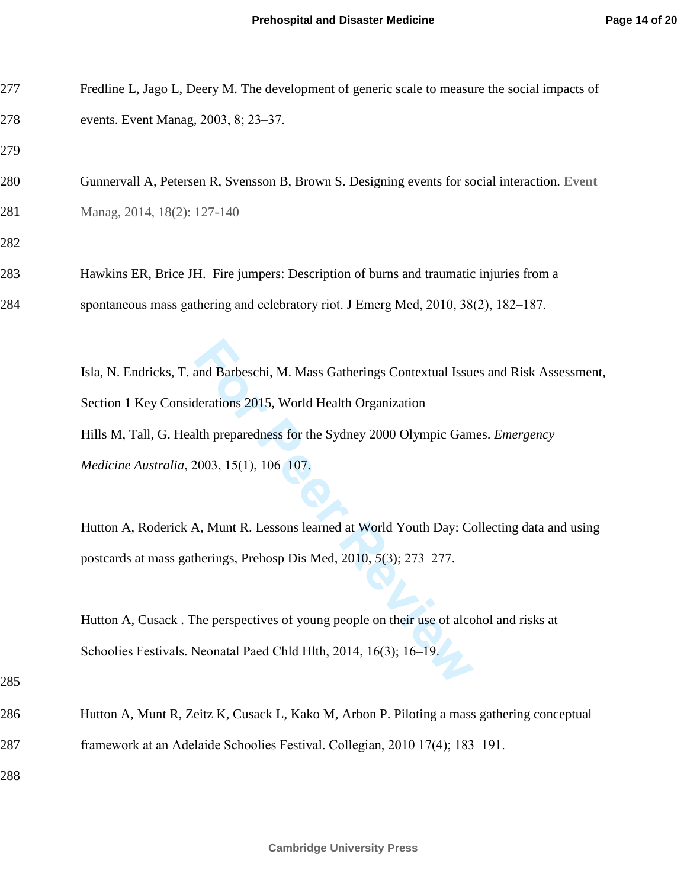Fredline L, Jago L, Deery M. The development of generic scale to measure the social impacts of events. Event Manag, 2003, 8; 23–37.

Gunnervall A, Petersen R, Svensson B, Brown S. Designing events for social interaction. Event Manag, 2014, 18(2): 127-140

Hawkins ER, Brice JH. Fire jumpers: Description of burns and traumatic injuries from a spontaneous mass gathering and celebratory riot. J Emerg Med, 2010, 38(2), 182–187.

Isla, N. Endricks, T. and Barbeschi, M. Mass Gatherings Contextual Issues and Risk Assessment, Section 1 Key Considerations 2015, World Health Organization

Hills M, Tall, G. Health preparedness for the Sydney 2000 Olympic Games. *Emergency Medicine Australia*, 2003, 15(1), 106–107.

Hutton A, Roderick A, Munt R. Lessons learned at World Youth Day: Collecting data and using postcards at mass gatherings, Prehosp Dis Med, 2010, 5(3); 273–277.

Hutton A, Cusack . The perspectives of young people on their use of alcohol and risks at Schoolies Festivals. Neonatal Paed Chld Hlth, 2014, 16(3); 16–19.

Hutton A, Munt R, Zeitz K, Cusack L, Kako M, Arbon P. Piloting a mass gathering conceptual framework at an Adelaide Schoolies Festival. Collegian, 2010 17(4); 183–191.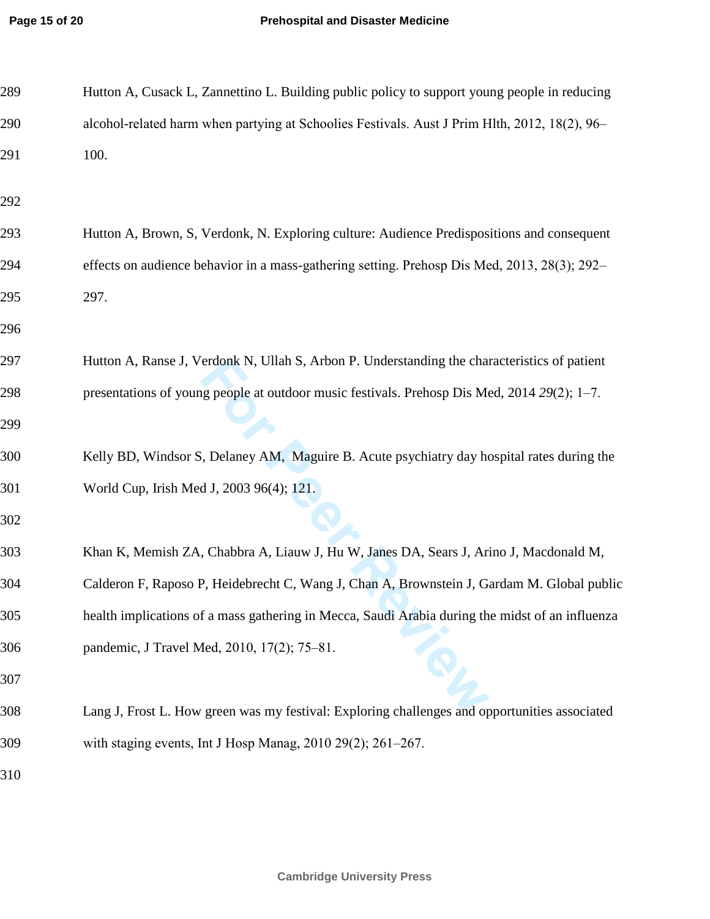Hutton A, Cusack L, Zannettino L. Building public policy to support young people in reducing alcohol-related harm when partying at Schoolies Festivals. Aust J Prim Hlth, 2012, 18(2), 96–100.

Hutton A, Brown, S, Verdonk, N. Exploring culture: Audience Predispositions and consequent effects on audience behavior in a mass-gathering setting. Prehosp Dis Med, 2013, 28(3); 292–297.

Hutton A, Ranse J, Verdonk N, Ullah S, Arbon P. Understanding the characteristics of patient presentations of young people at outdoor music festivals. Prehosp Dis Med, 2014 *29*(2); 1–7.

Kelly BD, Windsor S, Delaney AM, Maguire B. Acute psychiatry day hospital rates during the World Cup, Irish Med J, 2003 96(4); 121.

Khan K, Memish ZA, Chabbra A, Liauw J, Hu W, Janes DA, Sears J, Arino J, Macdonald M, Calderon F, Raposo P, Heidebrecht C, Wang J, Chan A, Brownstein J, Gardam M. Global public health implications of a mass gathering in Mecca, Saudi Arabia during the midst of an influenza pandemic, J Travel Med, 2010, 17(2); 75–81.

Lang J, Frost L. How green was my festival: Exploring challenges and opportunities associated with staging events, Int J Hosp Manag, 2010 29(2); 261–267.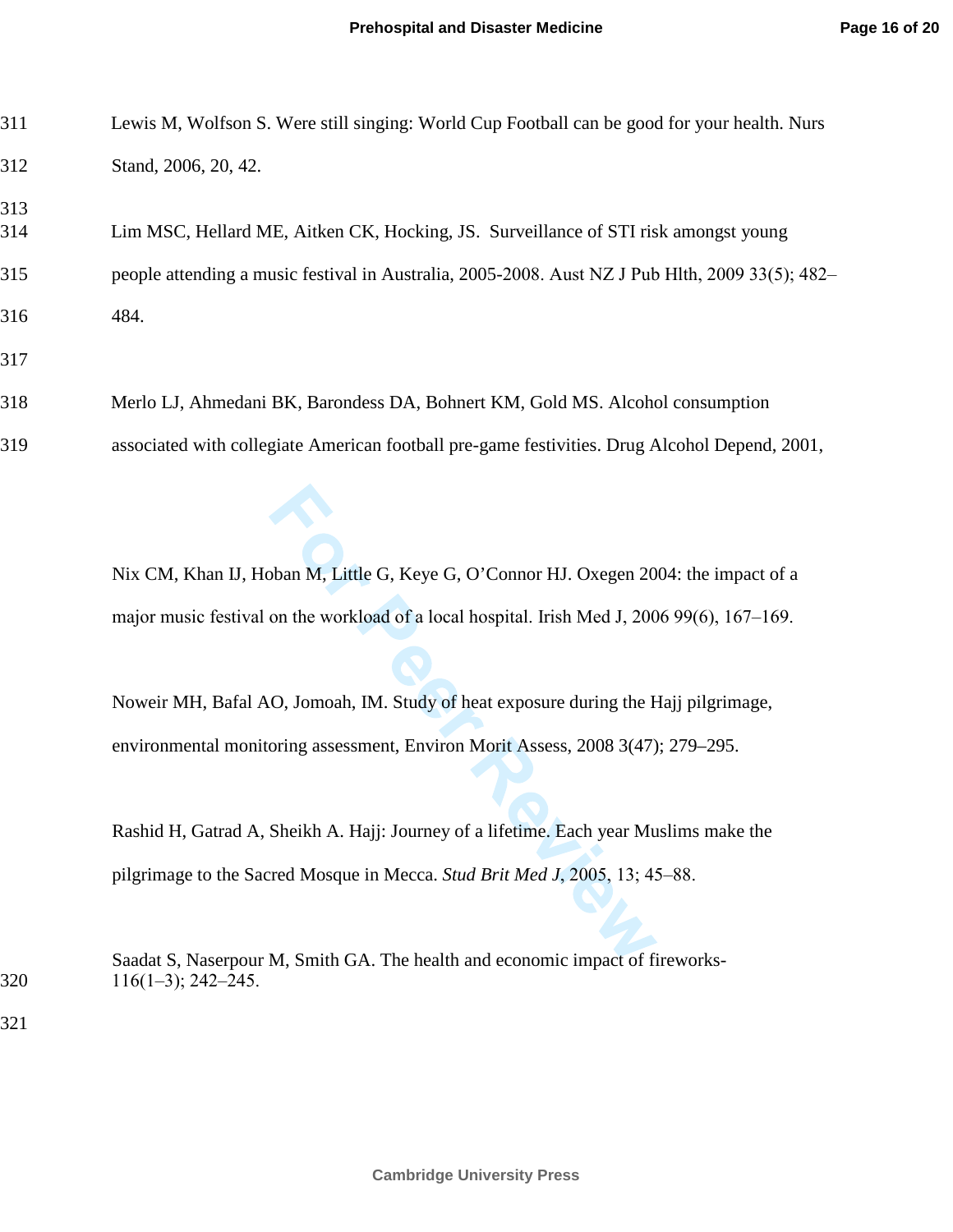Lewis M, Wolfson S. Were still singing: World Cup Football can be good for your health. Nurs Stand, 2006, 20, 42.

Lim MSC, Hellard ME, Aitken CK, Hocking, JS. Surveillance of STI risk amongst young people attending a music festival in Australia, 2005-2008. Aust NZ J Pub Hlth, 2009 33(5); 482–484.

Merlo LJ, Ahmedani BK, Barondess DA, Bohnert KM, Gold MS. Alcohol consumption associated with collegiate American football pre-game festivities. Drug Alcohol Depend, 2001, 116(1–3); 242–245.

Nix CM, Khan IJ, Hoban M, Little G, Keye G, O'Connor HJ. Oxegen 2004: the impact of a major music festival on the workload of a local hospital. Irish Med J, 2006 99(6), 167–169.

Noweir MH, Bafal AO, Jomoah, IM. Study of heat exposure during the Hajj pilgrimage, environmental monitoring assessment, Environ Morit Assess, 2008 3(47); 279–295.

Rashid H, Gatrad A, Sheikh A. Hajj: Journey of a lifetime. Each year Muslims make the pilgrimage to the Sacred Mosque in Mecca. *Stud Brit Med J*, 2005, 13; 45–88.

Saadat S, Naserpour M, Smith GA. The health and economic impact of fireworks-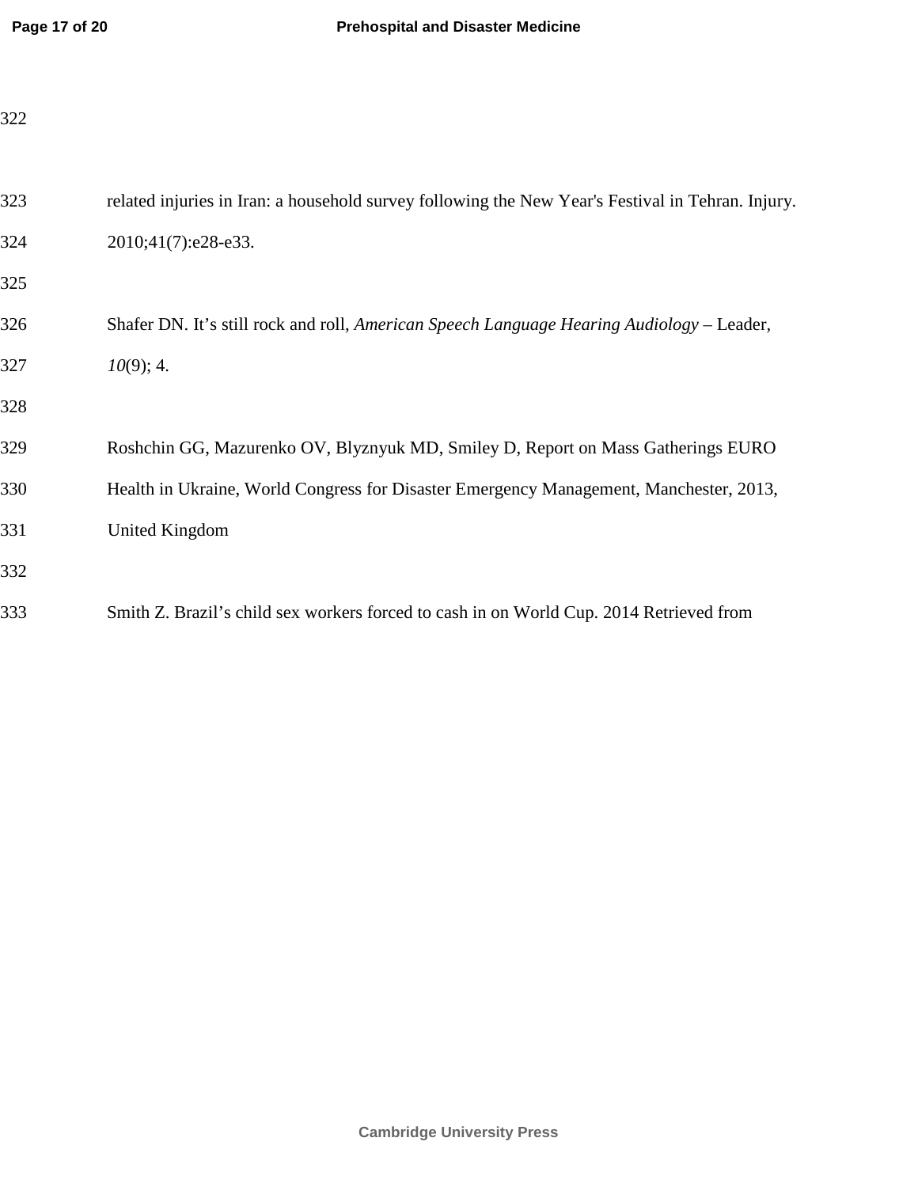related injuries in Iran: a household survey following the New Year's Festival in Tehran. Injury. 2010;41(7):e28-e33.

Shafer DN. It's still rock and roll, *American Speech Language Hearing Audiology* – Leader, *10*(9); 4.

Roshchin GG, Mazurenko OV, Blyznyuk MD, Smiley D, Report on Mass Gatherings EURO Health in Ukraine, World Congress for Disaster Emergency Management, Manchester, 2013, United Kingdom

Smith Z. Brazil's child sex workers forced to cash in on World Cup. 2014 Retrieved from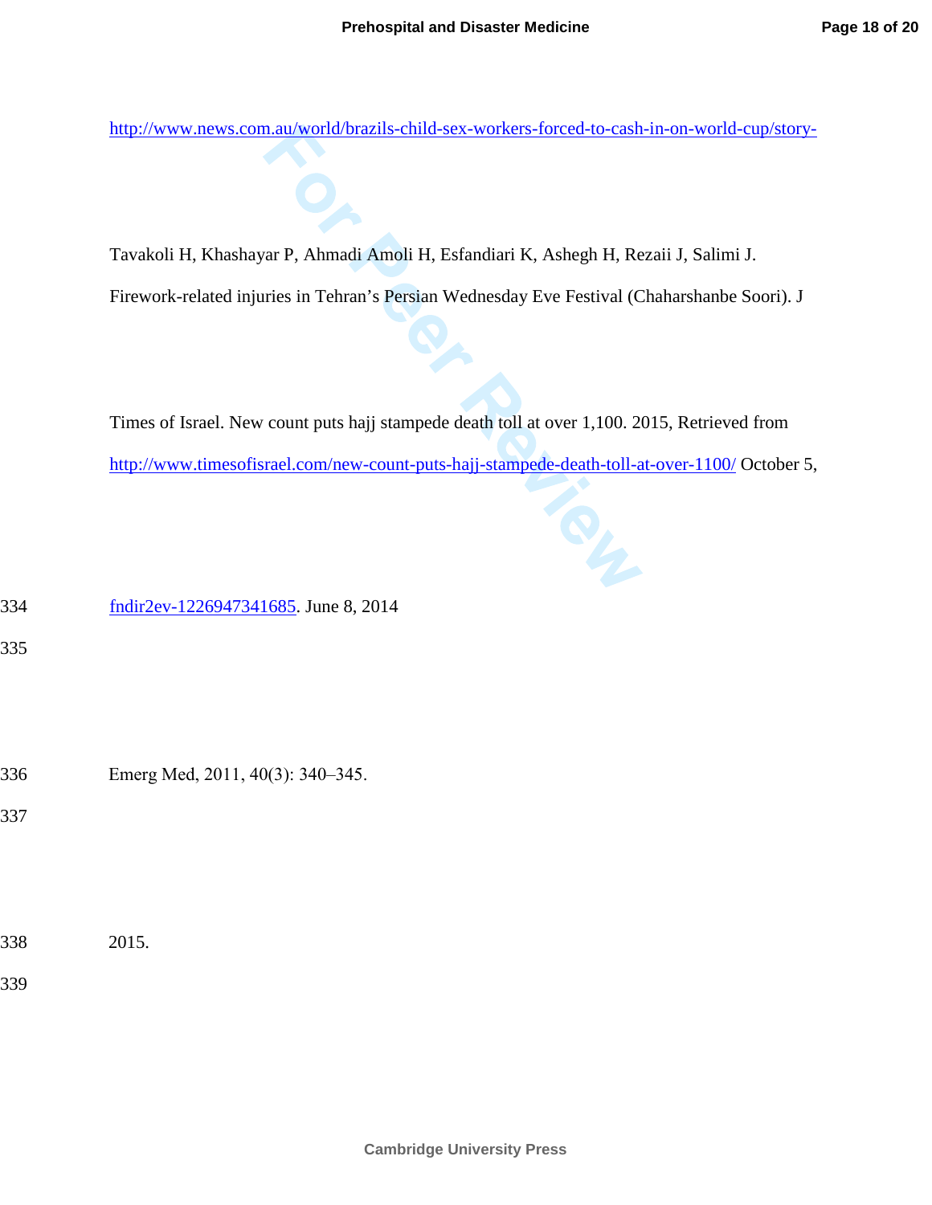http://www.news.com.au/world/brazils-child-sex-workers-forced-to-cash-in-on-world-cup/story-

Tavakoli H, Khashayar P, Ahmadi Amoli H, Esfandiari K, Ashegh H, Rezaii J, Salimi J. Firework-related injuries in Tehran's Persian Wednesday Eve Festival (Chaharshanbe Soori). J

Times of Israel. New count puts hajj stampede death toll at over 1,100. 2015, Retrieved from http://www.timesofisrael.com/new-count-puts-hajj-stampede-death-toll-at-over-1100/ October 5,

fndir2ev-1226947341685. June 8, 2014

Emerg Med, 2011, 40(3): 340–345.

2015.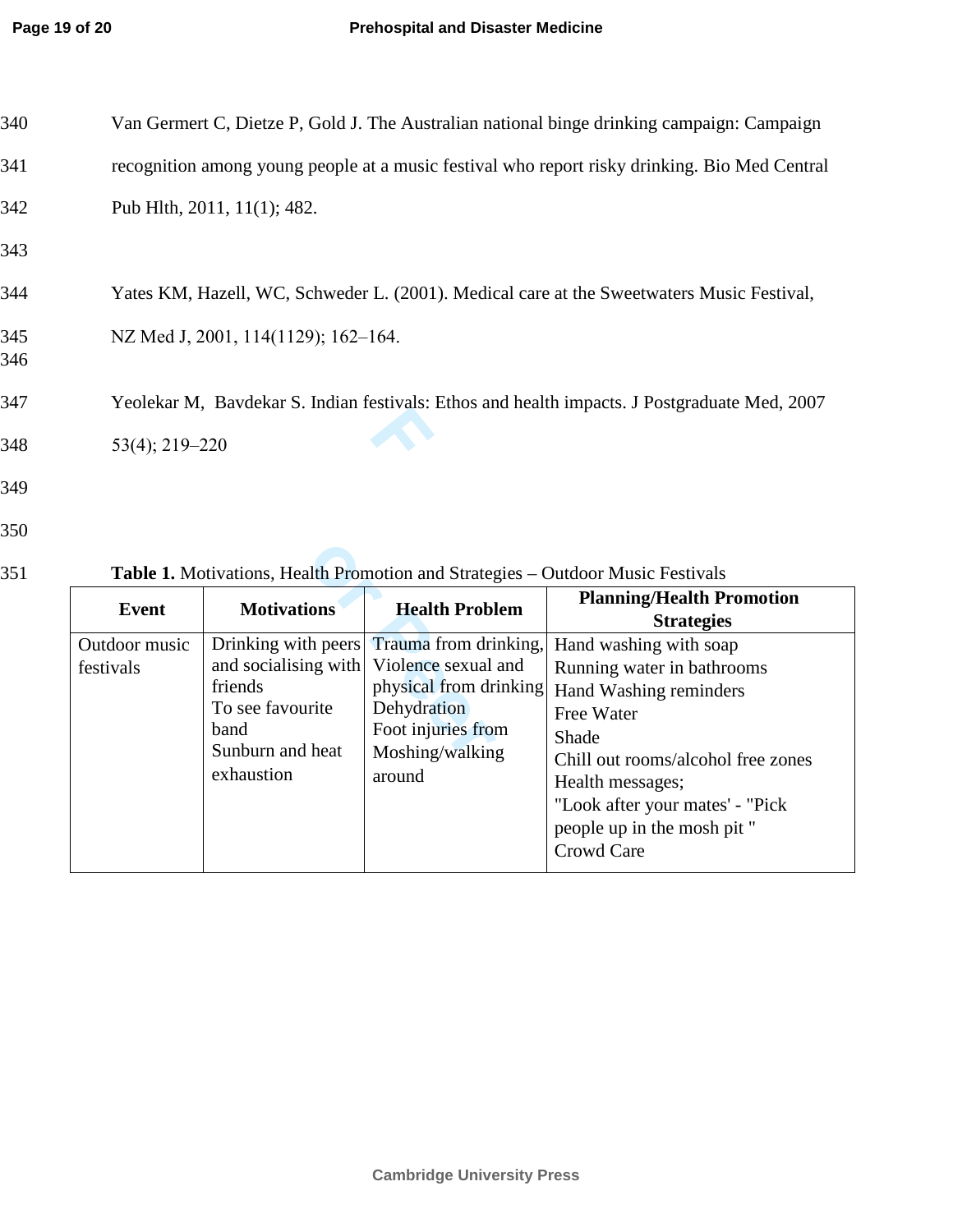Van Germert C, Dietze P, Gold J. The Australian national binge drinking campaign: Campaign recognition among young people at a music festival who report risky drinking. Bio Med Central Pub Hlth, 2011, 11(1); 482.

Yates KM, Hazell, WC, Schweder L. (2001). Medical care at the Sweetwaters Music Festival, NZ Med J, 2001, 114(1129); 162–164.

Yeolekar M, Bavdekar S. Indian festivals: Ethos and health impacts. J Postgraduate Med, 2007 53(4); 219–220

**Table 1.** Motivations, Health Promotion and Strategies – Outdoor Music Festivals

| Event | Motivations | Health Problem | Planning/Health Promotion Strategies |
|---|---|---|---|
| Outdoor music festivals | Drinking with peers and socialising with friends<br>To see favourite band<br>Sunburn and heat exhaustion | Trauma from drinking,<br>Violence sexual and physical from drinking<br>Dehydration<br>Foot injuries from Moshing/walking around | Hand washing with soap<br>Running water in bathrooms<br>Hand Washing reminders<br>Free Water<br>Shade<br>Chill out rooms/alcohol free zones<br>Health messages;<br>"Look after your mates' - "Pick people up in the mosh pit "<br>Crowd Care |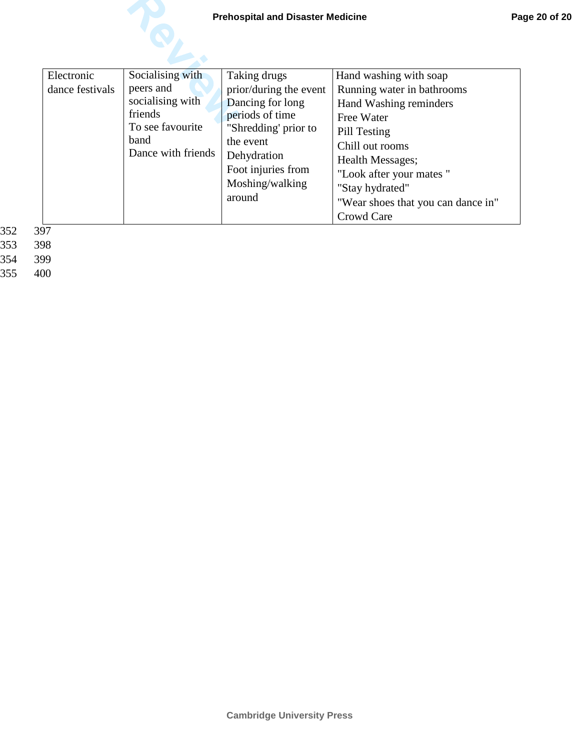| Electronic dance festivals | Socialising with peers and socialising with friends<br>To see favourite band<br>Dance with friends | Taking drugs prior/during the event<br>Dancing for long periods of time<br>"Shredding' prior to the event<br>Dehydration<br>Foot injuries from Moshing/walking around | Hand washing with soap<br>Running water in bathrooms<br>Hand Washing reminders<br>Free Water<br>Pill Testing<br>Chill out rooms<br>Health Messages;<br>"Look after your mates "<br>"Stay hydrated"<br>"Wear shoes that you can dance in"<br>Crowd Care |
|---|---|---|---|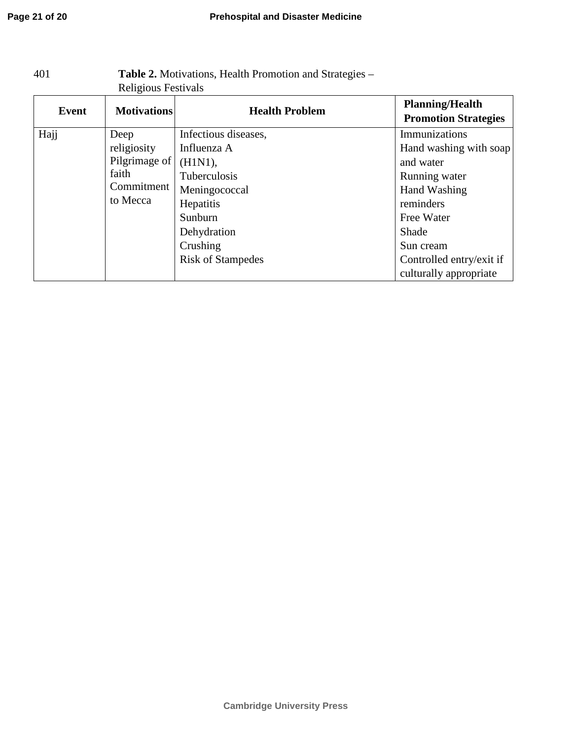401 **Table 2.** Motivations, Health Promotion and Strategies – Religious Festivals

| Event | Motivations | Health Problem | Planning/Health Promotion Strategies |
|---|---|---|---|
| Hajj | Deep religiosity<br>Pilgrimage of faith<br>Commitment to Mecca | Infectious diseases,<br>Influenza A (H1N1),<br>Tuberculosis<br>Meningococcal<br>Hepatitis<br>Sunburn<br>Dehydration<br>Crushing<br>Risk of Stampedes | Immunizations<br>Hand washing with soap and water<br>Running water<br>Hand Washing reminders<br>Free Water<br>Shade<br>Sun cream<br>Controlled entry/exit if culturally appropriate |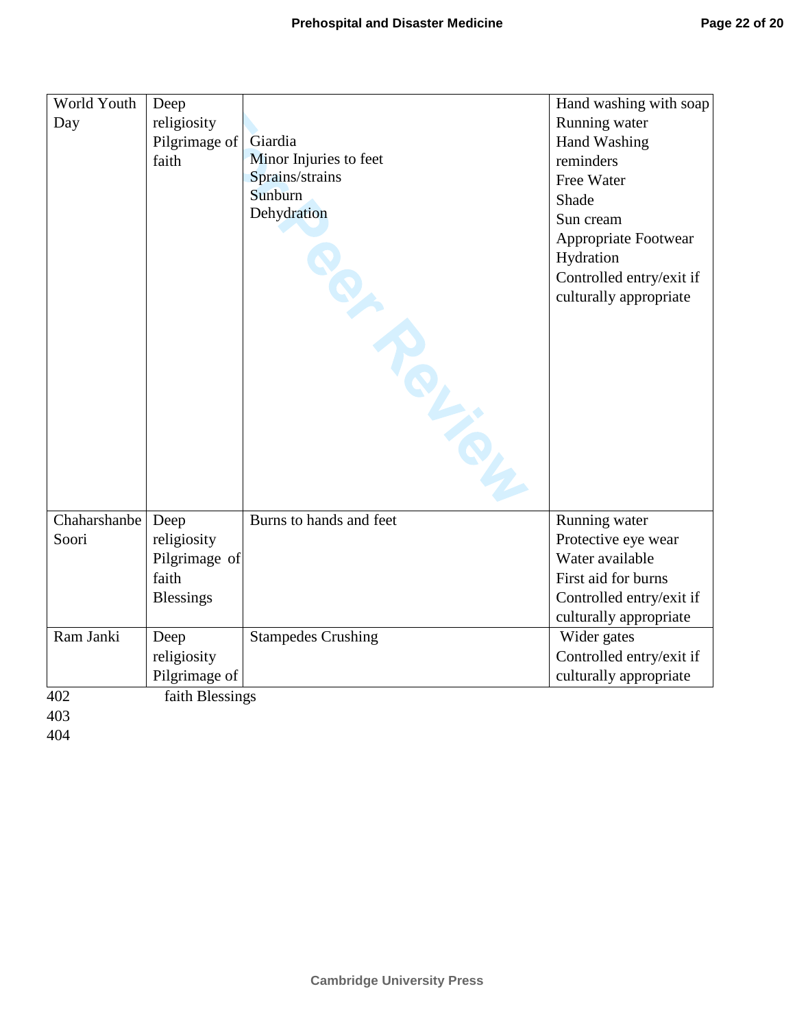| World Youth Day | Deep religiosity Pilgrimage of faith | Giardia<br>Minor Injuries to feet<br>Sprains/strains<br>Sunburn<br>Dehydration | Hand washing with soap<br>Running water<br>Hand Washing reminders<br>Free Water<br>Shade<br>Sun cream<br>Appropriate Footwear<br>Hydration<br>Controlled entry/exit if culturally appropriate |
|---|---|---|---|
| Chaharshanbe Soori | Deep religiosity Pilgrimage of faith Blessings | Burns to hands and feet | Running water<br>Protective eye wear<br>Water available<br>First aid for burns<br>Controlled entry/exit if culturally appropriate |
| Ram Janki | Deep religiosity Pilgrimage of faith Blessings | Stampedes Crushing | Wider gates<br>Controlled entry/exit if culturally appropriate |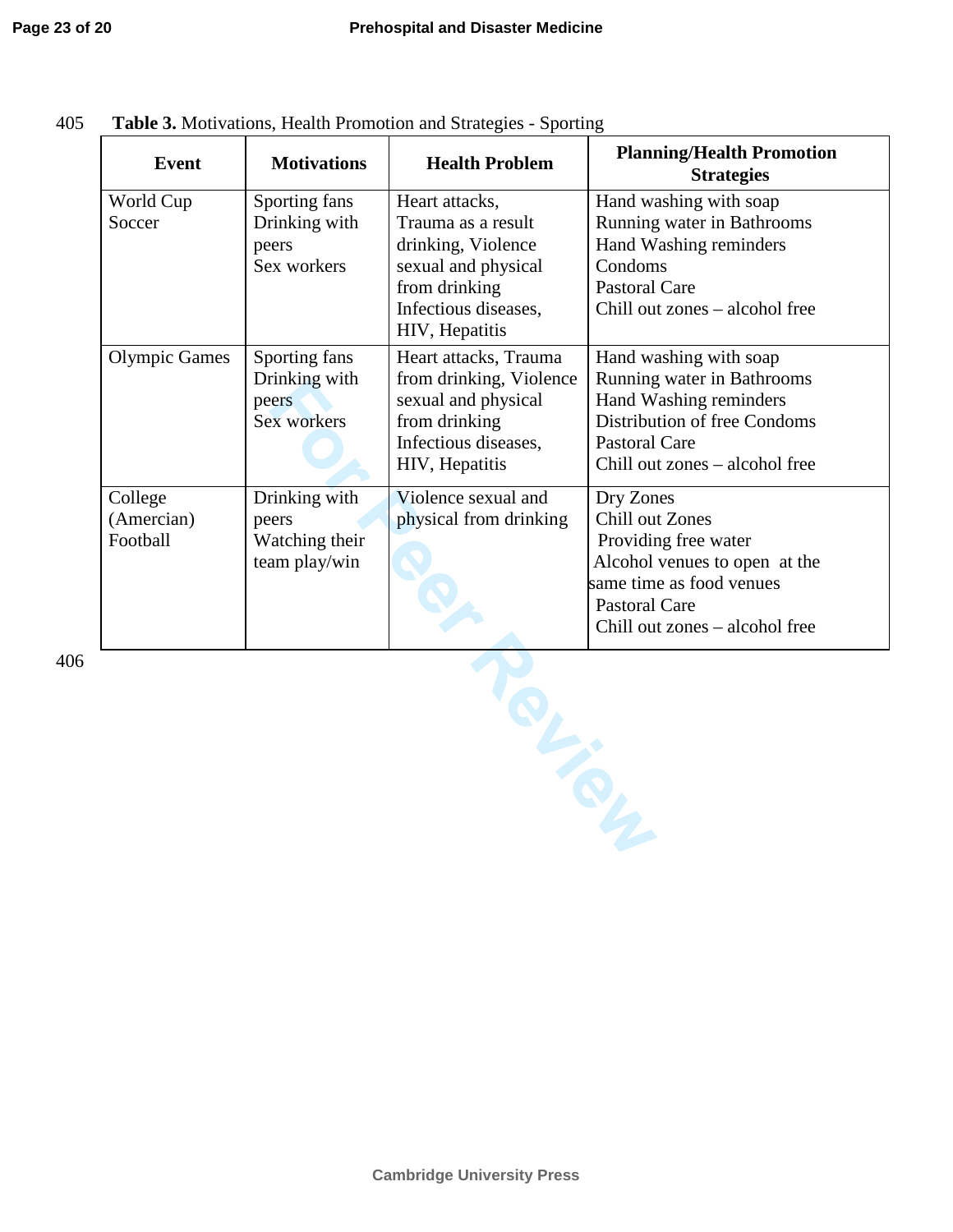**Table 3.** Motivations, Health Promotion and Strategies - Sporting

| Event | Motivations | Health Problem | Planning/Health Promotion Strategies |
|---|---|---|---|
| World Cup Soccer | Sporting fans<br>Drinking with peers<br>Sex workers | Heart attacks, Trauma as a result drinking, Violence sexual and physical from drinking<br>Infectious diseases, HIV, Hepatitis | Hand washing with soap<br>Running water in Bathrooms<br>Hand Washing reminders<br>Condoms<br>Pastoral Care<br>Chill out zones – alcohol free |
| Olympic Games | Sporting fans<br>Drinking with peers<br>Sex workers | Heart attacks, Trauma from drinking, Violence sexual and physical from drinking<br>Infectious diseases, HIV, Hepatitis | Hand washing with soap<br>Running water in Bathrooms<br>Hand Washing reminders<br>Distribution of free Condoms<br>Pastoral Care<br>Chill out zones – alcohol free |
| College (Amercian) Football | Drinking with peers<br>Watching their team play/win | Violence sexual and physical from drinking | Dry Zones<br>Chill out Zones<br>Providing free water<br>Alcohol venues to open at the same time as food venues<br>Pastoral Care<br>Chill out zones – alcohol free |